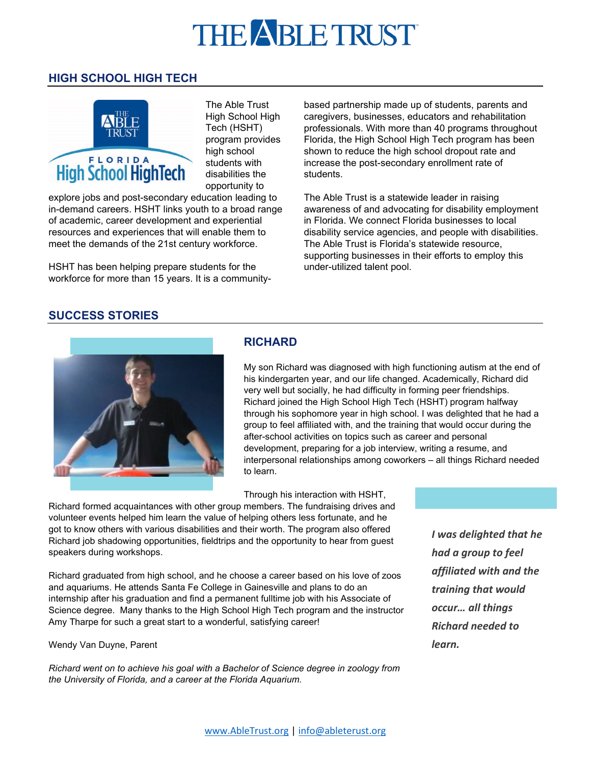# THE ABLE TRUST

## HIGH SCHOOL HIGH TECH

The Able Trust High School High Tech (HSHT) program provides high school students with disabilities the opportunity to explore jobs and post-secondary education leading to in-demand careers. HSHT links youth to a broad range of academic, career development and experiential resources and experiences that will enable them to meet the demands of the 21st century workforce.

HSHT has been helping prepare students for the workforce for more than 15 years. It is a community-based partnership made up of students, parents and caregivers, businesses, educators and rehabilitation professionals. With more than 40 programs throughout Florida, the High School High Tech program has been shown to reduce the high school dropout rate and increase the post-secondary enrollment rate of students.

The Able Trust is a statewide leader in raising awareness of and advocating for disability employment in Florida. We connect Florida businesses to local disability service agencies, and people with disabilities. The Able Trust is Florida's statewide resource, supporting businesses in their efforts to employ this under-utilized talent pool.

## SUCCESS STORIES

### RICHARD

My son Richard was diagnosed with high functioning autism at the end of his kindergarten year, and our life changed. Academically, Richard did very well but socially, he had difficulty in forming peer friendships. Richard joined the High School High Tech (HSHT) program halfway through his sophomore year in high school. I was delighted that he had a group to feel affiliated with, and the training that would occur during the after-school activities on topics such as career and personal development, preparing for a job interview, writing a resume, and interpersonal relationships among coworkers – all things Richard needed to learn.

Through his interaction with HSHT, Richard formed acquaintances with other group members. The fundraising drives and volunteer events helped him learn the value of helping others less fortunate, and he got to know others with various disabilities and their worth. The program also offered Richard job shadowing opportunities, fieldtrips and the opportunity to hear from guest speakers during workshops.

Richard graduated from high school, and he choose a career based on his love of zoos and aquariums. He attends Santa Fe College in Gainesville and plans to do an internship after his graduation and find a permanent fulltime job with his Associate of Science degree. Many thanks to the High School High Tech program and the instructor Amy Tharpe for such a great start to a wonderful, satisfying career!

Wendy Van Duyne, Parent

*Richard went on to achieve his goal with a Bachelor of Science degree in zoology from the University of Florida, and a career at the Florida Aquarium.*

***I was delighted that he had a group to feel affiliated with and the training that would occur… all things Richard needed to learn.***

www.AbleTrust.org | info@abletrust.org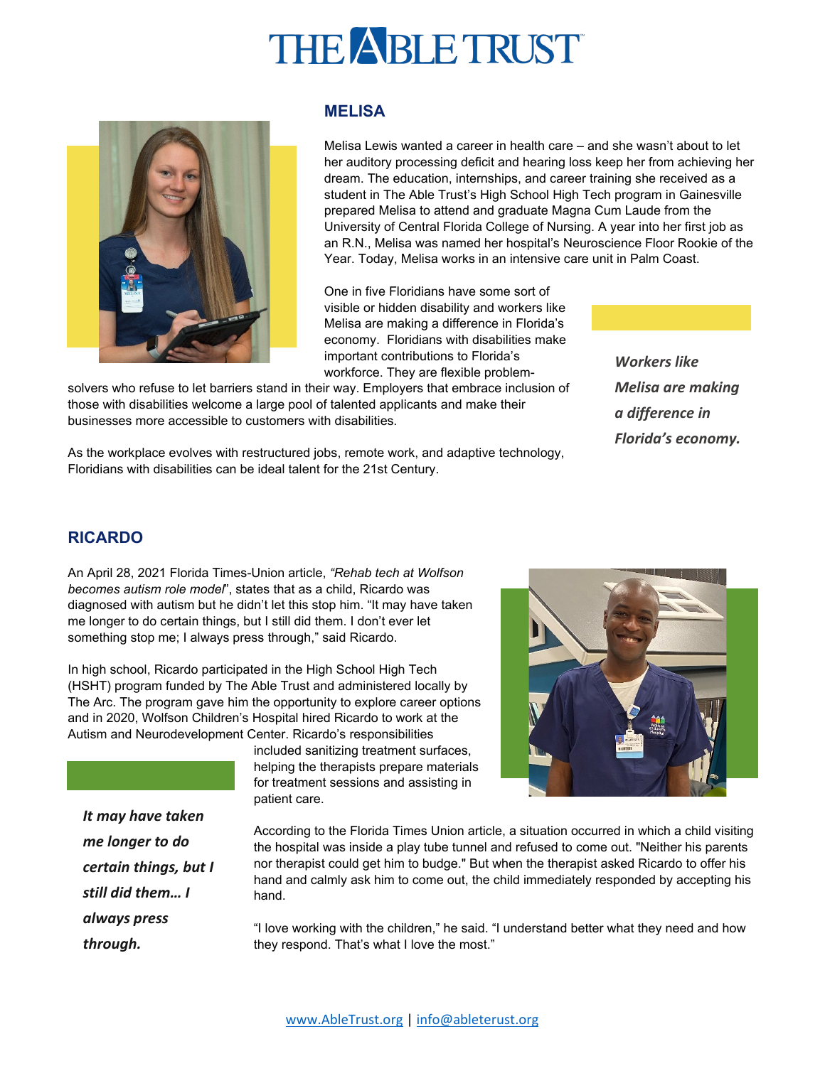# THE ABLE TRUST

## MELISA

Melisa Lewis wanted a career in health care – and she wasn't about to let her auditory processing deficit and hearing loss keep her from achieving her dream. The education, internships, and career training she received as a student in The Able Trust's High School High Tech program in Gainesville prepared Melisa to attend and graduate Magna Cum Laude from the University of Central Florida College of Nursing. A year into her first job as an R.N., Melisa was named her hospital's Neuroscience Floor Rookie of the Year. Today, Melisa works in an intensive care unit in Palm Coast.

One in five Floridians have some sort of visible or hidden disability and workers like Melisa are making a difference in Florida's economy. Floridians with disabilities make important contributions to Florida's workforce. They are flexible problem-solvers who refuse to let barriers stand in their way. Employers that embrace inclusion of those with disabilities welcome a large pool of talented applicants and make their businesses more accessible to customers with disabilities.

***Workers like Melisa are making a difference in Florida's economy.***

As the workplace evolves with restructured jobs, remote work, and adaptive technology, Floridians with disabilities can be ideal talent for the 21st Century.

## RICARDO

An April 28, 2021 Florida Times-Union article, *"Rehab tech at Wolfson becomes autism role model*", states that as a child, Ricardo was diagnosed with autism but he didn't let this stop him. "It may have taken me longer to do certain things, but I still did them. I don't ever let something stop me; I always press through," said Ricardo.

In high school, Ricardo participated in the High School High Tech (HSHT) program funded by The Able Trust and administered locally by The Arc. The program gave him the opportunity to explore career options and in 2020, Wolfson Children's Hospital hired Ricardo to work at the Autism and Neurodevelopment Center. Ricardo's responsibilities included sanitizing treatment surfaces, helping the therapists prepare materials for treatment sessions and assisting in patient care.

***It may have taken me longer to do certain things, but I still did them… I always press through.***

According to the Florida Times Union article, a situation occurred in which a child visiting the hospital was inside a play tube tunnel and refused to come out. "Neither his parents nor therapist could get him to budge." But when the therapist asked Ricardo to offer his hand and calmly ask him to come out, the child immediately responded by accepting his hand.

"I love working with the children," he said. "I understand better what they need and how they respond. That's what I love the most."

www.AbleTrust.org | info@ableterust.org